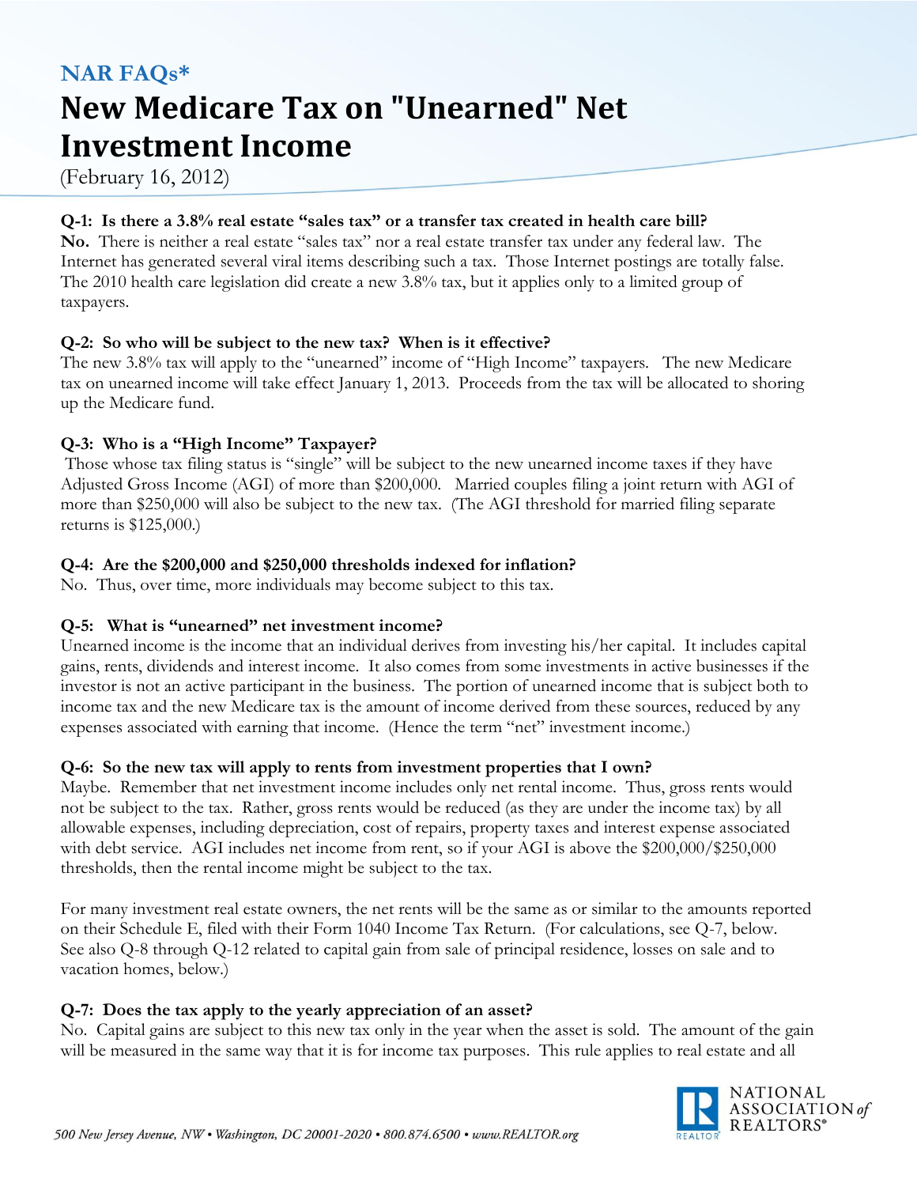## NAR FAQs*

# New Medicare Tax on "Unearned" Net Investment Income

(February 16, 2012)

**Q-1: Is there a 3.8% real estate "sales tax" or a transfer tax created in health care bill?**
**No.** There is neither a real estate "sales tax" nor a real estate transfer tax under any federal law. The Internet has generated several viral items describing such a tax. Those Internet postings are totally false. The 2010 health care legislation did create a new 3.8% tax, but it applies only to a limited group of taxpayers.

**Q-2: So who will be subject to the new tax? When is it effective?**
The new 3.8% tax will apply to the "unearned" income of "High Income" taxpayers. The new Medicare tax on unearned income will take effect January 1, 2013. Proceeds from the tax will be allocated to shoring up the Medicare fund.

**Q-3: Who is a "High Income" Taxpayer?**
Those whose tax filing status is "single" will be subject to the new unearned income taxes if they have Adjusted Gross Income (AGI) of more than $200,000. Married couples filing a joint return with AGI of more than $250,000 will also be subject to the new tax. (The AGI threshold for married filing separate returns is $125,000.)

**Q-4: Are the $200,000 and $250,000 thresholds indexed for inflation?**
No. Thus, over time, more individuals may become subject to this tax.

**Q-5: What is "unearned" net investment income?**
Unearned income is the income that an individual derives from investing his/her capital. It includes capital gains, rents, dividends and interest income. It also comes from some investments in active businesses if the investor is not an active participant in the business. The portion of unearned income that is subject both to income tax and the new Medicare tax is the amount of income derived from these sources, reduced by any expenses associated with earning that income. (Hence the term "net" investment income.)

**Q-6: So the new tax will apply to rents from investment properties that I own?**
Maybe. Remember that net investment income includes only net rental income. Thus, gross rents would not be subject to the tax. Rather, gross rents would be reduced (as they are under the income tax) by all allowable expenses, including depreciation, cost of repairs, property taxes and interest expense associated with debt service. AGI includes net income from rent, so if your AGI is above the $200,000/$250,000 thresholds, then the rental income might be subject to the tax.

For many investment real estate owners, the net rents will be the same as or similar to the amounts reported on their Schedule E, filed with their Form 1040 Income Tax Return. (For calculations, see Q-7, below. See also Q-8 through Q-12 related to capital gain from sale of principal residence, losses on sale and to vacation homes, below.)

**Q-7: Does the tax apply to the yearly appreciation of an asset?**
No. Capital gains are subject to this new tax only in the year when the asset is sold. The amount of the gain will be measured in the same way that it is for income tax purposes. This rule applies to real estate and all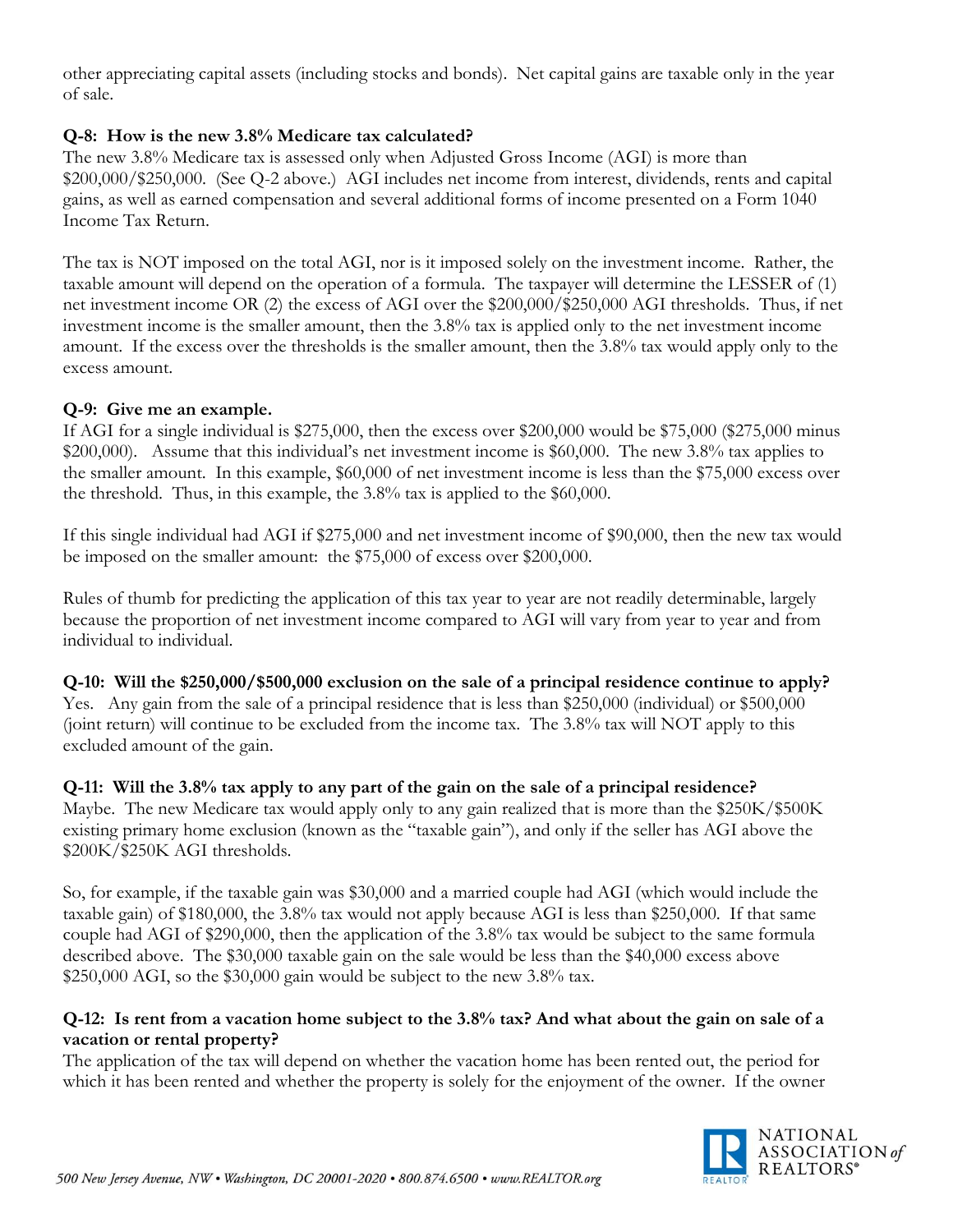other appreciating capital assets (including stocks and bonds). Net capital gains are taxable only in the year of sale.

**Q-8: How is the new 3.8% Medicare tax calculated?**

The new 3.8% Medicare tax is assessed only when Adjusted Gross Income (AGI) is more than $200,000/$250,000. (See Q-2 above.) AGI includes net income from interest, dividends, rents and capital gains, as well as earned compensation and several additional forms of income presented on a Form 1040 Income Tax Return.

The tax is NOT imposed on the total AGI, nor is it imposed solely on the investment income. Rather, the taxable amount will depend on the operation of a formula. The taxpayer will determine the LESSER of (1) net investment income OR (2) the excess of AGI over the $200,000/$250,000 AGI thresholds. Thus, if net investment income is the smaller amount, then the 3.8% tax is applied only to the net investment income amount. If the excess over the thresholds is the smaller amount, then the 3.8% tax would apply only to the excess amount.

**Q-9: Give me an example.**

If AGI for a single individual is $275,000, then the excess over $200,000 would be $75,000 ($275,000 minus $200,000). Assume that this individual's net investment income is $60,000. The new 3.8% tax applies to the smaller amount. In this example, $60,000 of net investment income is less than the $75,000 excess over the threshold. Thus, in this example, the 3.8% tax is applied to the $60,000.

If this single individual had AGI if $275,000 and net investment income of $90,000, then the new tax would be imposed on the smaller amount: the $75,000 of excess over $200,000.

Rules of thumb for predicting the application of this tax year to year are not readily determinable, largely because the proportion of net investment income compared to AGI will vary from year to year and from individual to individual.

**Q-10: Will the $250,000/$500,000 exclusion on the sale of a principal residence continue to apply?**

Yes. Any gain from the sale of a principal residence that is less than $250,000 (individual) or $500,000 (joint return) will continue to be excluded from the income tax. The 3.8% tax will NOT apply to this excluded amount of the gain.

**Q-11: Will the 3.8% tax apply to any part of the gain on the sale of a principal residence?**

Maybe. The new Medicare tax would apply only to any gain realized that is more than the $250K/$500K existing primary home exclusion (known as the "taxable gain"), and only if the seller has AGI above the $200K/$250K AGI thresholds.

So, for example, if the taxable gain was $30,000 and a married couple had AGI (which would include the taxable gain) of $180,000, the 3.8% tax would not apply because AGI is less than $250,000. If that same couple had AGI of $290,000, then the application of the 3.8% tax would be subject to the same formula described above. The $30,000 taxable gain on the sale would be less than the $40,000 excess above $250,000 AGI, so the $30,000 gain would be subject to the new 3.8% tax.

**Q-12: Is rent from a vacation home subject to the 3.8% tax? And what about the gain on sale of a vacation or rental property?**

The application of the tax will depend on whether the vacation home has been rented out, the period for which it has been rented and whether the property is solely for the enjoyment of the owner. If the owner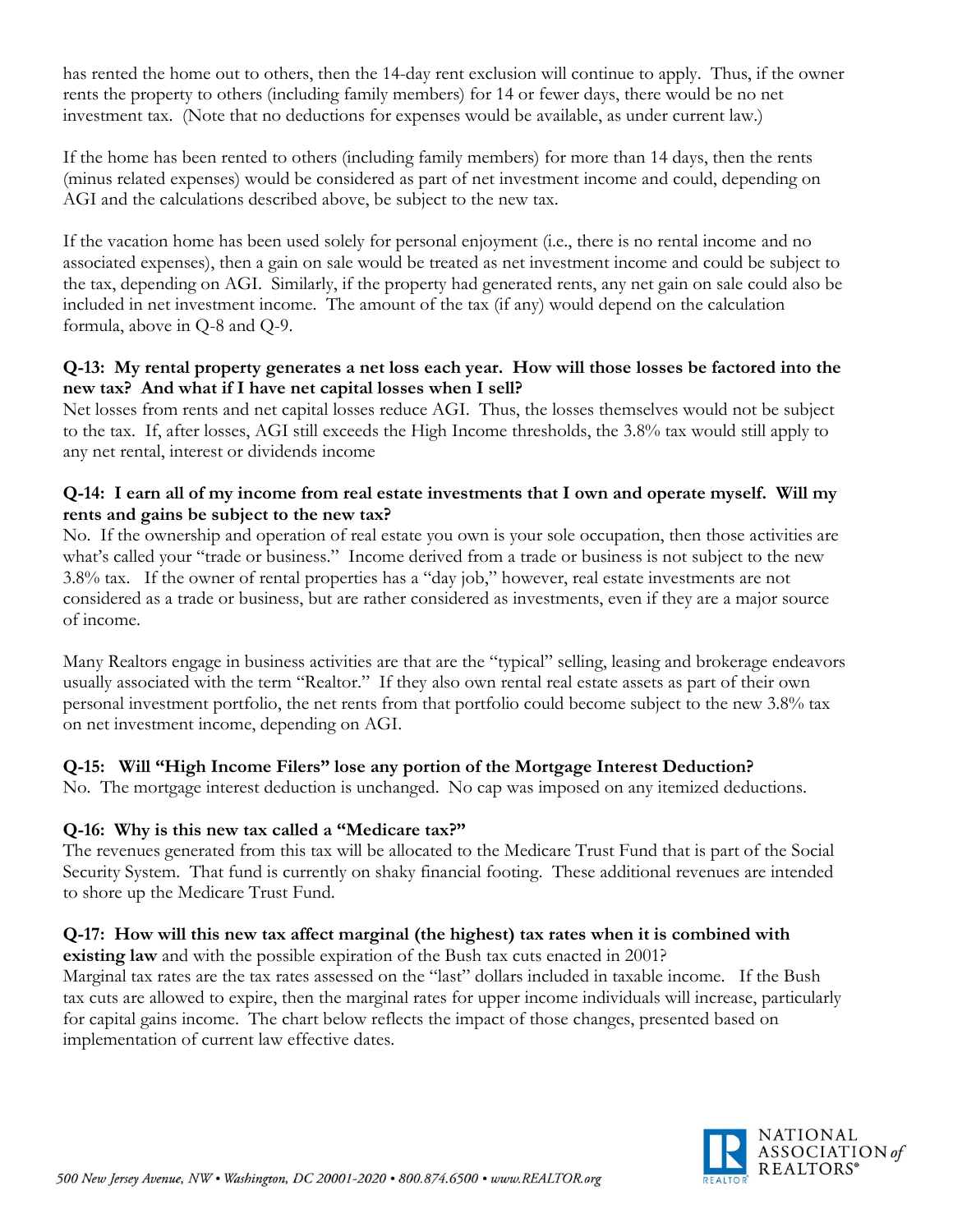has rented the home out to others, then the 14-day rent exclusion will continue to apply. Thus, if the owner rents the property to others (including family members) for 14 or fewer days, there would be no net investment tax. (Note that no deductions for expenses would be available, as under current law.)

If the home has been rented to others (including family members) for more than 14 days, then the rents (minus related expenses) would be considered as part of net investment income and could, depending on AGI and the calculations described above, be subject to the new tax.

If the vacation home has been used solely for personal enjoyment (i.e., there is no rental income and no associated expenses), then a gain on sale would be treated as net investment income and could be subject to the tax, depending on AGI. Similarly, if the property had generated rents, any net gain on sale could also be included in net investment income. The amount of the tax (if any) would depend on the calculation formula, above in Q-8 and Q-9.

**Q-13: My rental property generates a net loss each year. How will those losses be factored into the new tax? And what if I have net capital losses when I sell?**
Net losses from rents and net capital losses reduce AGI. Thus, the losses themselves would not be subject to the tax. If, after losses, AGI still exceeds the High Income thresholds, the 3.8% tax would still apply to any net rental, interest or dividends income

**Q-14: I earn all of my income from real estate investments that I own and operate myself. Will my rents and gains be subject to the new tax?**
No. If the ownership and operation of real estate you own is your sole occupation, then those activities are what's called your "trade or business." Income derived from a trade or business is not subject to the new 3.8% tax. If the owner of rental properties has a "day job," however, real estate investments are not considered as a trade or business, but are rather considered as investments, even if they are a major source of income.

Many Realtors engage in business activities are that are the "typical" selling, leasing and brokerage endeavors usually associated with the term "Realtor." If they also own rental real estate assets as part of their own personal investment portfolio, the net rents from that portfolio could become subject to the new 3.8% tax on net investment income, depending on AGI.

**Q-15: Will "High Income Filers" lose any portion of the Mortgage Interest Deduction?**
No. The mortgage interest deduction is unchanged. No cap was imposed on any itemized deductions.

**Q-16: Why is this new tax called a "Medicare tax?"**
The revenues generated from this tax will be allocated to the Medicare Trust Fund that is part of the Social Security System. That fund is currently on shaky financial footing. These additional revenues are intended to shore up the Medicare Trust Fund.

**Q-17: How will this new tax affect marginal (the highest) tax rates when it is combined with existing law** and with the possible expiration of the Bush tax cuts enacted in 2001?
Marginal tax rates are the tax rates assessed on the "last" dollars included in taxable income. If the Bush tax cuts are allowed to expire, then the marginal rates for upper income individuals will increase, particularly for capital gains income. The chart below reflects the impact of those changes, presented based on implementation of current law effective dates.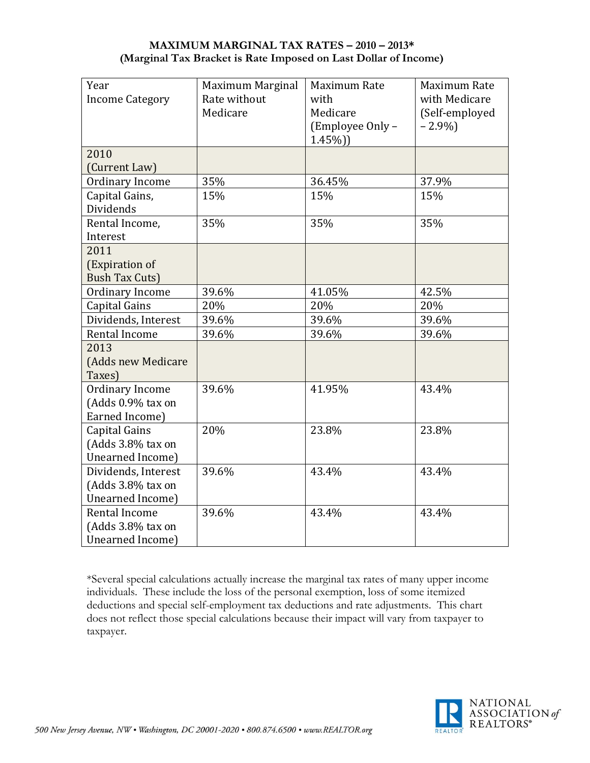**MAXIMUM MARGINAL TAX RATES – 2010 – 2013***
**(Marginal Tax Bracket is Rate Imposed on Last Dollar of Income)**

| Year<br>Income Category | Maximum Marginal Rate without Medicare | Maximum Rate with Medicare (Employee Only – 1.45%)) | Maximum Rate with Medicare (Self-employed – 2.9%) |
|---|---|---|---|
| 2010<br>(Current Law) | | | |
| Ordinary Income | 35% | 36.45% | 37.9% |
| Capital Gains, Dividends | 15% | 15% | 15% |
| Rental Income, Interest | 35% | 35% | 35% |
| 2011<br>(Expiration of Bush Tax Cuts) | | | |
| Ordinary Income | 39.6% | 41.05% | 42.5% |
| Capital Gains | 20% | 20% | 20% |
| Dividends, Interest | 39.6% | 39.6% | 39.6% |
| Rental Income | 39.6% | 39.6% | 39.6% |
| 2013<br>(Adds new Medicare Taxes) | | | |
| Ordinary Income (Adds 0.9% tax on Earned Income) | 39.6% | 41.95% | 43.4% |
| Capital Gains (Adds 3.8% tax on Unearned Income) | 20% | 23.8% | 23.8% |
| Dividends, Interest (Adds 3.8% tax on Unearned Income) | 39.6% | 43.4% | 43.4% |
| Rental Income (Adds 3.8% tax on Unearned Income) | 39.6% | 43.4% | 43.4% |

*Several special calculations actually increase the marginal tax rates of many upper income individuals. These include the loss of the personal exemption, loss of some itemized deductions and special self-employment tax deductions and rate adjustments. This chart does not reflect those special calculations because their impact will vary from taxpayer to taxpayer.

NATIONAL ASSOCIATION *of* REALTORS®

*500 New Jersey Avenue, NW • Washington, DC 20001-2020 • 800.874.6500 • www.REALTOR.org*